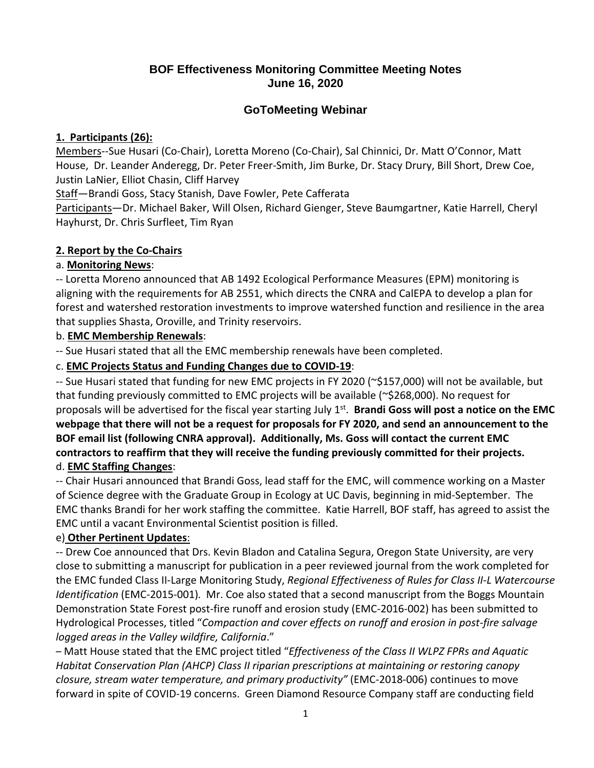# BOF Effectiveness Monitoring Committee Meeting Notes
# June 16, 2020

## GoToMeeting Webinar

**1. Participants (26):**

Members--Sue Husari (Co-Chair), Loretta Moreno (Co-Chair), Sal Chinnici, Dr. Matt O'Connor, Matt House, Dr. Leander Anderegg, Dr. Peter Freer-Smith, Jim Burke, Dr. Stacy Drury, Bill Short, Drew Coe, Justin LaNier, Elliot Chasin, Cliff Harvey

Staff—Brandi Goss, Stacy Stanish, Dave Fowler, Pete Cafferata

Participants—Dr. Michael Baker, Will Olsen, Richard Gienger, Steve Baumgartner, Katie Harrell, Cheryl Hayhurst, Dr. Chris Surfleet, Tim Ryan

**2. Report by the Co-Chairs**

a. **Monitoring News**:

-- Loretta Moreno announced that AB 1492 Ecological Performance Measures (EPM) monitoring is aligning with the requirements for AB 2551, which directs the CNRA and CalEPA to develop a plan for forest and watershed restoration investments to improve watershed function and resilience in the area that supplies Shasta, Oroville, and Trinity reservoirs.

b. **EMC Membership Renewals**:

-- Sue Husari stated that all the EMC membership renewals have been completed.

c. **EMC Projects Status and Funding Changes due to COVID-19**:

-- Sue Husari stated that funding for new EMC projects in FY 2020 (~$157,000) will not be available, but that funding previously committed to EMC projects will be available (~$268,000). No request for proposals will be advertised for the fiscal year starting July 1st. **Brandi Goss will post a notice on the EMC webpage that there will not be a request for proposals for FY 2020, and send an announcement to the BOF email list (following CNRA approval). Additionally, Ms. Goss will contact the current EMC contractors to reaffirm that they will receive the funding previously committed for their projects.**

d. **EMC Staffing Changes**:

-- Chair Husari announced that Brandi Goss, lead staff for the EMC, will commence working on a Master of Science degree with the Graduate Group in Ecology at UC Davis, beginning in mid-September. The EMC thanks Brandi for her work staffing the committee. Katie Harrell, BOF staff, has agreed to assist the EMC until a vacant Environmental Scientist position is filled.

e) **Other Pertinent Updates**:

-- Drew Coe announced that Drs. Kevin Bladon and Catalina Segura, Oregon State University, are very close to submitting a manuscript for publication in a peer reviewed journal from the work completed for the EMC funded Class II-Large Monitoring Study, *Regional Effectiveness of Rules for Class II-L Watercourse Identification* (EMC-2015-001). Mr. Coe also stated that a second manuscript from the Boggs Mountain Demonstration State Forest post-fire runoff and erosion study (EMC-2016-002) has been submitted to Hydrological Processes, titled "*Compaction and cover effects on runoff and erosion in post-fire salvage logged areas in the Valley wildfire, California*."

– Matt House stated that the EMC project titled "*Effectiveness of the Class II WLPZ FPRs and Aquatic Habitat Conservation Plan (AHCP) Class II riparian prescriptions at maintaining or restoring canopy closure, stream water temperature, and primary productivity"* (EMC-2018-006) continues to move forward in spite of COVID-19 concerns. Green Diamond Resource Company staff are conducting field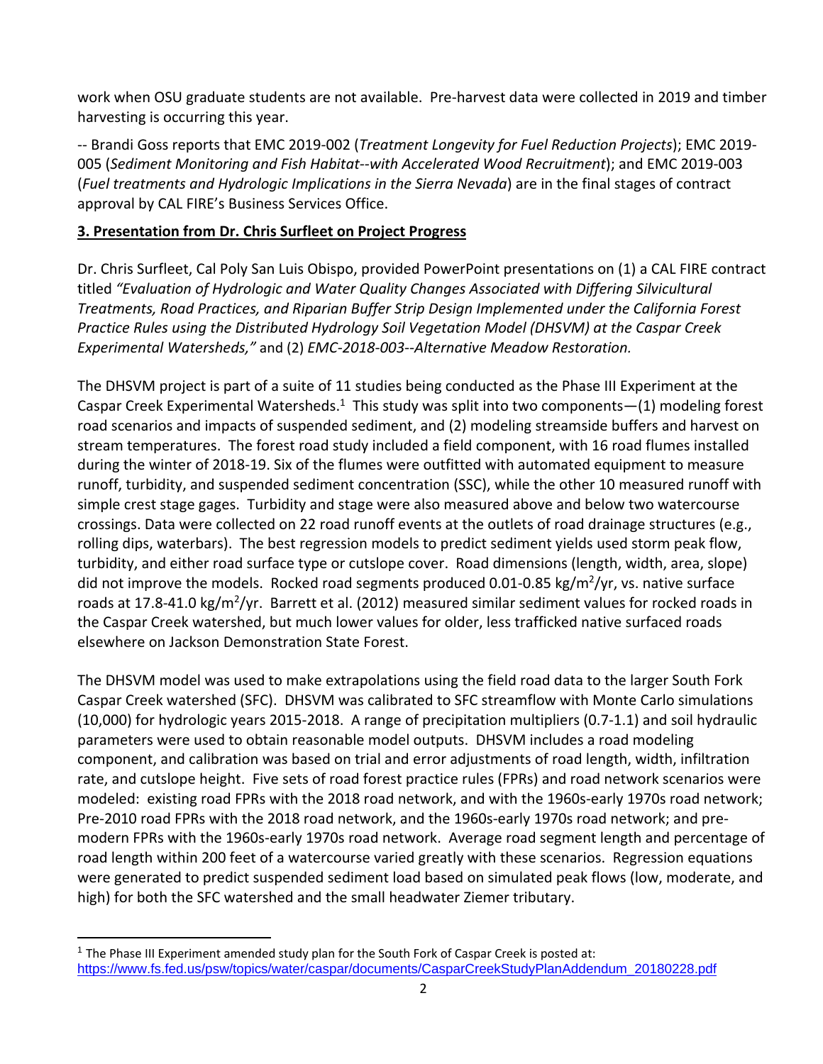work when OSU graduate students are not available. Pre-harvest data were collected in 2019 and timber harvesting is occurring this year.

-- Brandi Goss reports that EMC 2019-002 (*Treatment Longevity for Fuel Reduction Projects*); EMC 2019-005 (*Sediment Monitoring and Fish Habitat--with Accelerated Wood Recruitment*); and EMC 2019-003 (*Fuel treatments and Hydrologic Implications in the Sierra Nevada*) are in the final stages of contract approval by CAL FIRE's Business Services Office.

**3. Presentation from Dr. Chris Surfleet on Project Progress**

Dr. Chris Surfleet, Cal Poly San Luis Obispo, provided PowerPoint presentations on (1) a CAL FIRE contract titled *"Evaluation of Hydrologic and Water Quality Changes Associated with Differing Silvicultural Treatments, Road Practices, and Riparian Buffer Strip Design Implemented under the California Forest Practice Rules using the Distributed Hydrology Soil Vegetation Model (DHSVM) at the Caspar Creek Experimental Watersheds,"* and (2) *EMC-2018-003--Alternative Meadow Restoration.*

The DHSVM project is part of a suite of 11 studies being conducted as the Phase III Experiment at the Caspar Creek Experimental Watersheds.[1] This study was split into two components—(1) modeling forest road scenarios and impacts of suspended sediment, and (2) modeling streamside buffers and harvest on stream temperatures. The forest road study included a field component, with 16 road flumes installed during the winter of 2018-19. Six of the flumes were outfitted with automated equipment to measure runoff, turbidity, and suspended sediment concentration (SSC), while the other 10 measured runoff with simple crest stage gages. Turbidity and stage were also measured above and below two watercourse crossings. Data were collected on 22 road runoff events at the outlets of road drainage structures (e.g., rolling dips, waterbars). The best regression models to predict sediment yields used storm peak flow, turbidity, and either road surface type or cutslope cover. Road dimensions (length, width, area, slope) did not improve the models. Rocked road segments produced 0.01-0.85 $kg/m^2/yr$, vs. native surface roads at 17.8-41.0 $kg/m^2/yr$. Barrett et al. (2012) measured similar sediment values for rocked roads in the Caspar Creek watershed, but much lower values for older, less trafficked native surfaced roads elsewhere on Jackson Demonstration State Forest.

The DHSVM model was used to make extrapolations using the field road data to the larger South Fork Caspar Creek watershed (SFC). DHSVM was calibrated to SFC streamflow with Monte Carlo simulations (10,000) for hydrologic years 2015-2018. A range of precipitation multipliers (0.7-1.1) and soil hydraulic parameters were used to obtain reasonable model outputs. DHSVM includes a road modeling component, and calibration was based on trial and error adjustments of road length, width, infiltration rate, and cutslope height. Five sets of road forest practice rules (FPRs) and road network scenarios were modeled: existing road FPRs with the 2018 road network, and with the 1960s-early 1970s road network; Pre-2010 road FPRs with the 2018 road network, and the 1960s-early 1970s road network; and pre-modern FPRs with the 1960s-early 1970s road network. Average road segment length and percentage of road length within 200 feet of a watercourse varied greatly with these scenarios. Regression equations were generated to predict suspended sediment load based on simulated peak flows (low, moderate, and high) for both the SFC watershed and the small headwater Ziemer tributary.

[1] The Phase III Experiment amended study plan for the South Fork of Caspar Creek is posted at: https://www.fs.fed.us/psw/topics/water/caspar/documents/CasparCreekStudyPlanAddendum_20180228.pdf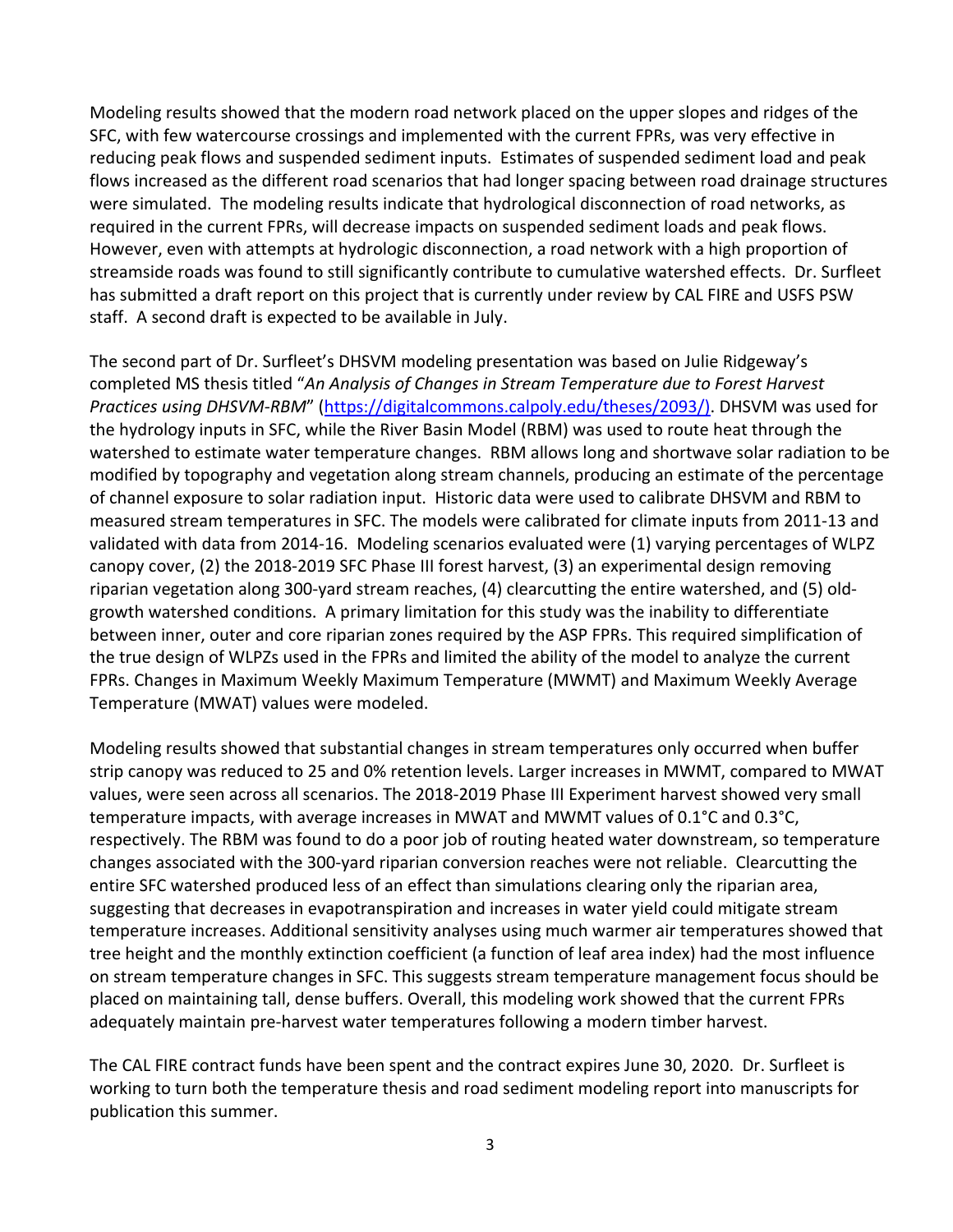Modeling results showed that the modern road network placed on the upper slopes and ridges of the SFC, with few watercourse crossings and implemented with the current FPRs, was very effective in reducing peak flows and suspended sediment inputs. Estimates of suspended sediment load and peak flows increased as the different road scenarios that had longer spacing between road drainage structures were simulated. The modeling results indicate that hydrological disconnection of road networks, as required in the current FPRs, will decrease impacts on suspended sediment loads and peak flows. However, even with attempts at hydrologic disconnection, a road network with a high proportion of streamside roads was found to still significantly contribute to cumulative watershed effects. Dr. Surfleet has submitted a draft report on this project that is currently under review by CAL FIRE and USFS PSW staff. A second draft is expected to be available in July.

The second part of Dr. Surfleet's DHSVM modeling presentation was based on Julie Ridgeway's completed MS thesis titled "*An Analysis of Changes in Stream Temperature due to Forest Harvest Practices using DHSVM-RBM*" (https://digitalcommons.calpoly.edu/theses/2093/). DHSVM was used for the hydrology inputs in SFC, while the River Basin Model (RBM) was used to route heat through the watershed to estimate water temperature changes. RBM allows long and shortwave solar radiation to be modified by topography and vegetation along stream channels, producing an estimate of the percentage of channel exposure to solar radiation input. Historic data were used to calibrate DHSVM and RBM to measured stream temperatures in SFC. The models were calibrated for climate inputs from 2011-13 and validated with data from 2014-16. Modeling scenarios evaluated were (1) varying percentages of WLPZ canopy cover, (2) the 2018-2019 SFC Phase III forest harvest, (3) an experimental design removing riparian vegetation along 300-yard stream reaches, (4) clearcutting the entire watershed, and (5) old-growth watershed conditions. A primary limitation for this study was the inability to differentiate between inner, outer and core riparian zones required by the ASP FPRs. This required simplification of the true design of WLPZs used in the FPRs and limited the ability of the model to analyze the current FPRs. Changes in Maximum Weekly Maximum Temperature (MWMT) and Maximum Weekly Average Temperature (MWAT) values were modeled.

Modeling results showed that substantial changes in stream temperatures only occurred when buffer strip canopy was reduced to 25 and 0% retention levels. Larger increases in MWMT, compared to MWAT values, were seen across all scenarios. The 2018-2019 Phase III Experiment harvest showed very small temperature impacts, with average increases in MWAT and MWMT values of 0.1°C and 0.3°C, respectively. The RBM was found to do a poor job of routing heated water downstream, so temperature changes associated with the 300-yard riparian conversion reaches were not reliable. Clearcutting the entire SFC watershed produced less of an effect than simulations clearing only the riparian area, suggesting that decreases in evapotranspiration and increases in water yield could mitigate stream temperature increases. Additional sensitivity analyses using much warmer air temperatures showed that tree height and the monthly extinction coefficient (a function of leaf area index) had the most influence on stream temperature changes in SFC. This suggests stream temperature management focus should be placed on maintaining tall, dense buffers. Overall, this modeling work showed that the current FPRs adequately maintain pre-harvest water temperatures following a modern timber harvest.

The CAL FIRE contract funds have been spent and the contract expires June 30, 2020. Dr. Surfleet is working to turn both the temperature thesis and road sediment modeling report into manuscripts for publication this summer.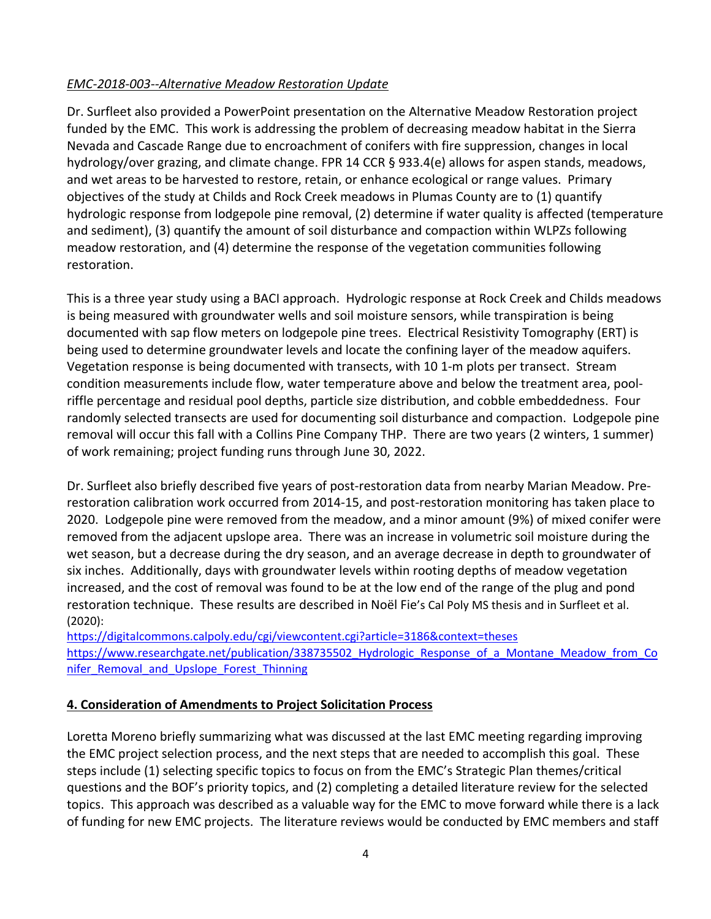*EMC-2018-003--Alternative Meadow Restoration Update*

Dr. Surfleet also provided a PowerPoint presentation on the Alternative Meadow Restoration project funded by the EMC. This work is addressing the problem of decreasing meadow habitat in the Sierra Nevada and Cascade Range due to encroachment of conifers with fire suppression, changes in local hydrology/over grazing, and climate change. FPR 14 CCR § 933.4(e) allows for aspen stands, meadows, and wet areas to be harvested to restore, retain, or enhance ecological or range values. Primary objectives of the study at Childs and Rock Creek meadows in Plumas County are to (1) quantify hydrologic response from lodgepole pine removal, (2) determine if water quality is affected (temperature and sediment), (3) quantify the amount of soil disturbance and compaction within WLPZs following meadow restoration, and (4) determine the response of the vegetation communities following restoration.

This is a three year study using a BACI approach. Hydrologic response at Rock Creek and Childs meadows is being measured with groundwater wells and soil moisture sensors, while transpiration is being documented with sap flow meters on lodgepole pine trees. Electrical Resistivity Tomography (ERT) is being used to determine groundwater levels and locate the confining layer of the meadow aquifers. Vegetation response is being documented with transects, with 10 1-m plots per transect. Stream condition measurements include flow, water temperature above and below the treatment area, pool-riffle percentage and residual pool depths, particle size distribution, and cobble embeddedness. Four randomly selected transects are used for documenting soil disturbance and compaction. Lodgepole pine removal will occur this fall with a Collins Pine Company THP. There are two years (2 winters, 1 summer) of work remaining; project funding runs through June 30, 2022.

Dr. Surfleet also briefly described five years of post-restoration data from nearby Marian Meadow. Pre-restoration calibration work occurred from 2014-15, and post-restoration monitoring has taken place to 2020. Lodgepole pine were removed from the meadow, and a minor amount (9%) of mixed conifer were removed from the adjacent upslope area. There was an increase in volumetric soil moisture during the wet season, but a decrease during the dry season, and an average decrease in depth to groundwater of six inches. Additionally, days with groundwater levels within rooting depths of meadow vegetation increased, and the cost of removal was found to be at the low end of the range of the plug and pond restoration technique. These results are described in Noël Fie's Cal Poly MS thesis and in Surfleet et al. (2020):
https://digitalcommons.calpoly.edu/cgi/viewcontent.cgi?article=3186&context=theses
https://www.researchgate.net/publication/338735502_Hydrologic_Response_of_a_Montane_Meadow_from_Conifer_Removal_and_Upslope_Forest_Thinning

**4. Consideration of Amendments to Project Solicitation Process**

Loretta Moreno briefly summarizing what was discussed at the last EMC meeting regarding improving the EMC project selection process, and the next steps that are needed to accomplish this goal. These steps include (1) selecting specific topics to focus on from the EMC's Strategic Plan themes/critical questions and the BOF's priority topics, and (2) completing a detailed literature review for the selected topics. This approach was described as a valuable way for the EMC to move forward while there is a lack of funding for new EMC projects. The literature reviews would be conducted by EMC members and staff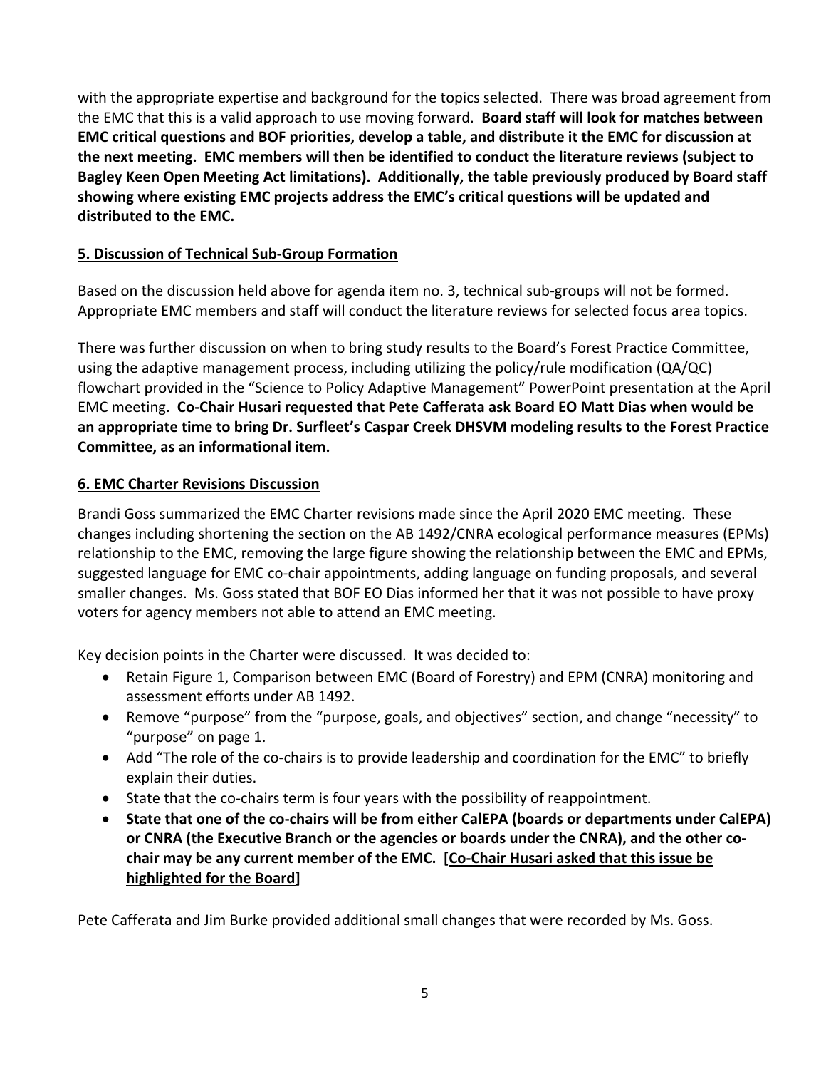with the appropriate expertise and background for the topics selected. There was broad agreement from the EMC that this is a valid approach to use moving forward. **Board staff will look for matches between EMC critical questions and BOF priorities, develop a table, and distribute it the EMC for discussion at the next meeting. EMC members will then be identified to conduct the literature reviews (subject to Bagley Keen Open Meeting Act limitations). Additionally, the table previously produced by Board staff showing where existing EMC projects address the EMC's critical questions will be updated and distributed to the EMC.**

## 5. Discussion of Technical Sub-Group Formation

Based on the discussion held above for agenda item no. 3, technical sub-groups will not be formed. Appropriate EMC members and staff will conduct the literature reviews for selected focus area topics.

There was further discussion on when to bring study results to the Board's Forest Practice Committee, using the adaptive management process, including utilizing the policy/rule modification (QA/QC) flowchart provided in the "Science to Policy Adaptive Management" PowerPoint presentation at the April EMC meeting. **Co-Chair Husari requested that Pete Cafferata ask Board EO Matt Dias when would be an appropriate time to bring Dr. Surfleet's Caspar Creek DHSVM modeling results to the Forest Practice Committee, as an informational item.**

## 6. EMC Charter Revisions Discussion

Brandi Goss summarized the EMC Charter revisions made since the April 2020 EMC meeting. These changes including shortening the section on the AB 1492/CNRA ecological performance measures (EPMs) relationship to the EMC, removing the large figure showing the relationship between the EMC and EPMs, suggested language for EMC co-chair appointments, adding language on funding proposals, and several smaller changes. Ms. Goss stated that BOF EO Dias informed her that it was not possible to have proxy voters for agency members not able to attend an EMC meeting.

Key decision points in the Charter were discussed. It was decided to:

- Retain Figure 1, Comparison between EMC (Board of Forestry) and EPM (CNRA) monitoring and assessment efforts under AB 1492.
- Remove "purpose" from the "purpose, goals, and objectives" section, and change "necessity" to "purpose" on page 1.
- Add "The role of the co-chairs is to provide leadership and coordination for the EMC" to briefly explain their duties.
- State that the co-chairs term is four years with the possibility of reappointment.
- **State that one of the co-chairs will be from either CalEPA (boards or departments under CalEPA) or CNRA (the Executive Branch or the agencies or boards under the CNRA), and the other co-chair may be any current member of the EMC. [<u>Co-Chair Husari asked that this issue be highlighted for the Board</u>]**

Pete Cafferata and Jim Burke provided additional small changes that were recorded by Ms. Goss.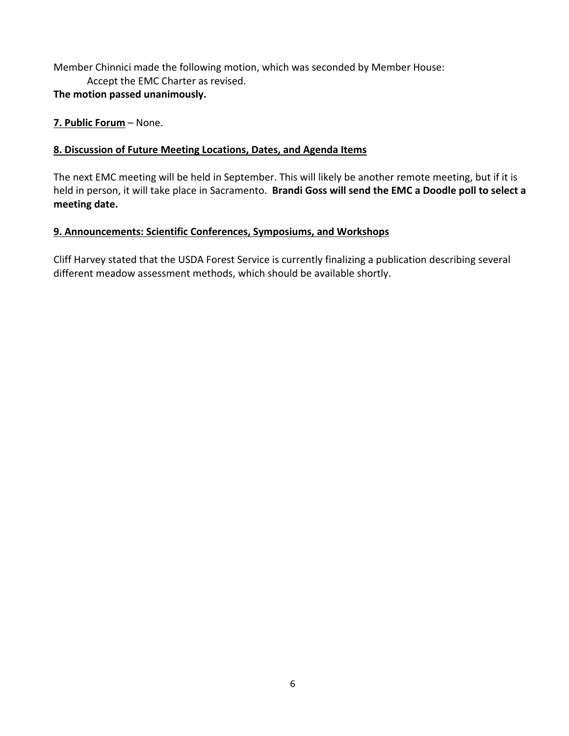Member Chinnici made the following motion, which was seconded by Member House:

Accept the EMC Charter as revised.

**The motion passed unanimously.**

**7. Public Forum** – None.

**8. Discussion of Future Meeting Locations, Dates, and Agenda Items**

The next EMC meeting will be held in September. This will likely be another remote meeting, but if it is held in person, it will take place in Sacramento. **Brandi Goss will send the EMC a Doodle poll to select a meeting date.**

**9. Announcements: Scientific Conferences, Symposiums, and Workshops**

Cliff Harvey stated that the USDA Forest Service is currently finalizing a publication describing several different meadow assessment methods, which should be available shortly.